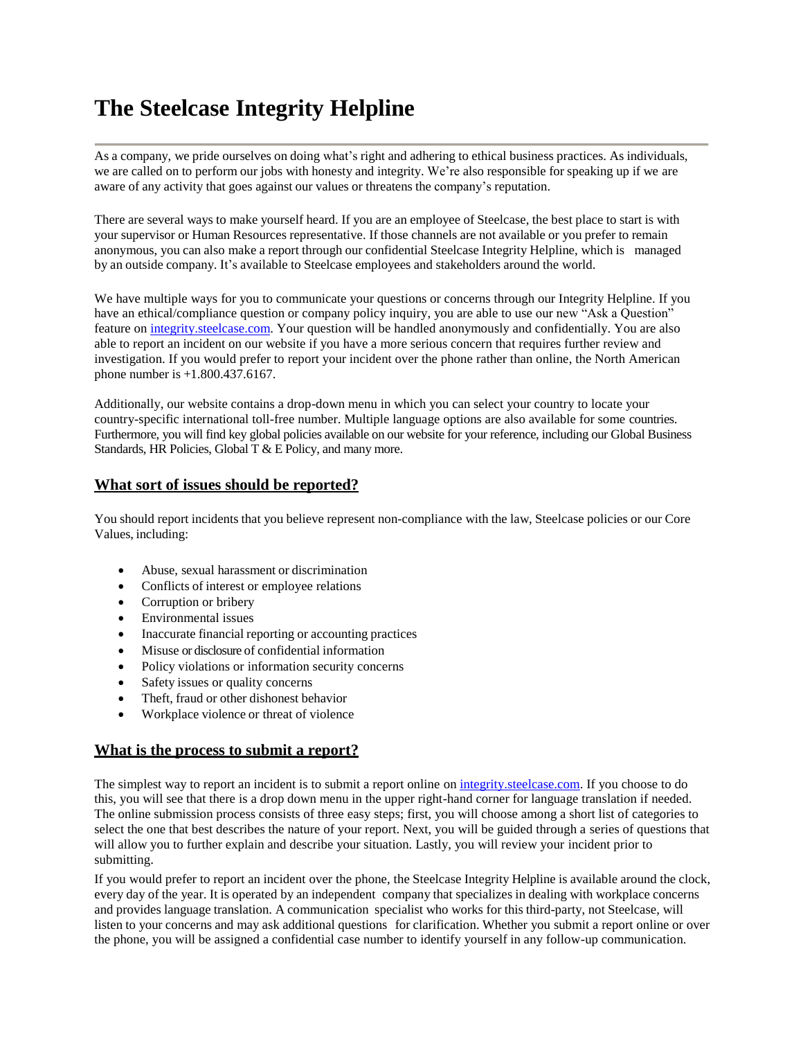# The Steelcase Integrity Helpline

As a company, we pride ourselves on doing what's right and adhering to ethical business practices. As individuals, we are called on to perform our jobs with honesty and integrity. We're also responsible for speaking up if we are aware of any activity that goes against our values or threatens the company's reputation.

There are several ways to make yourself heard. If you are an employee of Steelcase, the best place to start is with your supervisor or Human Resources representative. If those channels are not available or you prefer to remain anonymous, you can also make a report through our confidential Steelcase Integrity Helpline, which is managed by an outside company. It's available to Steelcase employees and stakeholders around the world.

We have multiple ways for you to communicate your questions or concerns through our Integrity Helpline. If you have an ethical/compliance question or company policy inquiry, you are able to use our new "Ask a Question" feature on integrity.steelcase.com. Your question will be handled anonymously and confidentially. You are also able to report an incident on our website if you have a more serious concern that requires further review and investigation. If you would prefer to report your incident over the phone rather than online, the North American phone number is +1.800.437.6167.

Additionally, our website contains a drop-down menu in which you can select your country to locate your country-specific international toll-free number. Multiple language options are also available for some countries. Furthermore, you will find key global policies available on our website for your reference, including our Global Business Standards, HR Policies, Global T & E Policy, and many more.

## What sort of issues should be reported?

You should report incidents that you believe represent non-compliance with the law, Steelcase policies or our Core Values, including:

- Abuse, sexual harassment or discrimination
- Conflicts of interest or employee relations
- Corruption or bribery
- Environmental issues
- Inaccurate financial reporting or accounting practices
- Misuse or disclosure of confidential information
- Policy violations or information security concerns
- Safety issues or quality concerns
- Theft, fraud or other dishonest behavior
- Workplace violence or threat of violence

## What is the process to submit a report?

The simplest way to report an incident is to submit a report online on integrity.steelcase.com. If you choose to do this, you will see that there is a drop down menu in the upper right-hand corner for language translation if needed. The online submission process consists of three easy steps; first, you will choose among a short list of categories to select the one that best describes the nature of your report. Next, you will be guided through a series of questions that will allow you to further explain and describe your situation. Lastly, you will review your incident prior to submitting.

If you would prefer to report an incident over the phone, the Steelcase Integrity Helpline is available around the clock, every day of the year. It is operated by an independent company that specializes in dealing with workplace concerns and provides language translation. A communication specialist who works for this third-party, not Steelcase, will listen to your concerns and may ask additional questions for clarification. Whether you submit a report online or over the phone, you will be assigned a confidential case number to identify yourself in any follow-up communication.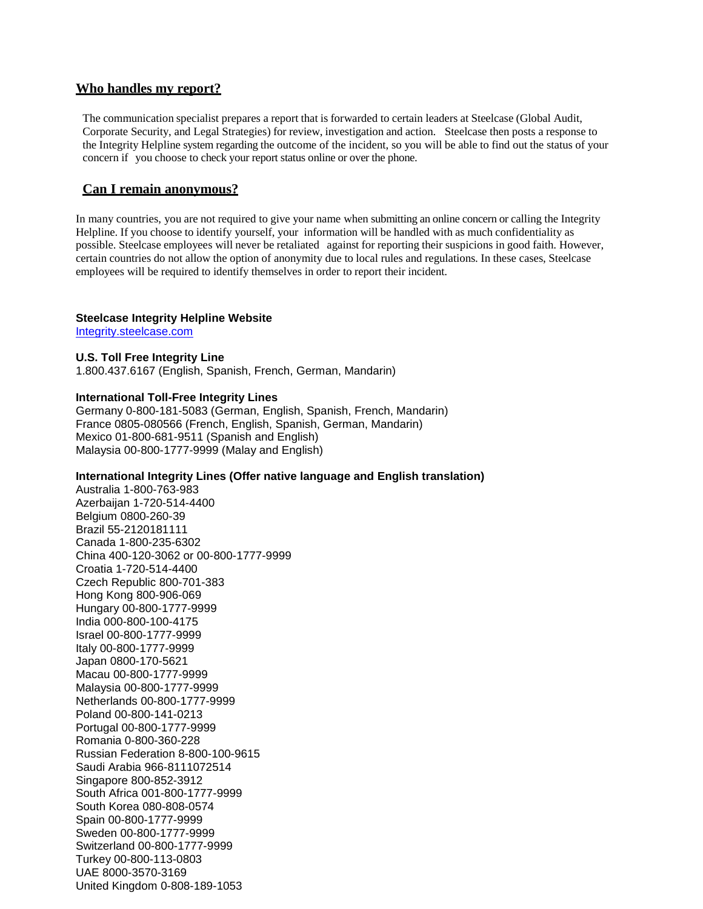## Who handles my report?

The communication specialist prepares a report that is forwarded to certain leaders at Steelcase (Global Audit, Corporate Security, and Legal Strategies) for review, investigation and action. Steelcase then posts a response to the Integrity Helpline system regarding the outcome of the incident, so you will be able to find out the status of your concern if you choose to check your report status online or over the phone.

## Can I remain anonymous?

In many countries, you are not required to give your name when submitting an online concern or calling the Integrity Helpline. If you choose to identify yourself, your information will be handled with as much confidentiality as possible. Steelcase employees will never be retaliated against for reporting their suspicions in good faith. However, certain countries do not allow the option of anonymity due to local rules and regulations. In these cases, Steelcase employees will be required to identify themselves in order to report their incident.

**Steelcase Integrity Helpline Website**
Integrity.steelcase.com

**U.S. Toll Free Integrity Line**
1.800.437.6167 (English, Spanish, French, German, Mandarin)

**International Toll-Free Integrity Lines**
Germany 0-800-181-5083 (German, English, Spanish, French, Mandarin)
France 0805-080566 (French, English, Spanish, German, Mandarin)
Mexico 01-800-681-9511 (Spanish and English)
Malaysia 00-800-1777-9999 (Malay and English)

**International Integrity Lines (Offer native language and English translation)**
Australia 1-800-763-983
Azerbaijan 1-720-514-4400
Belgium 0800-260-39
Brazil 55-2120181111
Canada 1-800-235-6302
China 400-120-3062 or 00-800-1777-9999
Croatia 1-720-514-4400
Czech Republic 800-701-383
Hong Kong 800-906-069
Hungary 00-800-1777-9999
India 000-800-100-4175
Israel 00-800-1777-9999
Italy 00-800-1777-9999
Japan 0800-170-5621
Macau 00-800-1777-9999
Malaysia 00-800-1777-9999
Netherlands 00-800-1777-9999
Poland 00-800-141-0213
Portugal 00-800-1777-9999
Romania 0-800-360-228
Russian Federation 8-800-100-9615
Saudi Arabia 966-8111072514
Singapore 800-852-3912
South Africa 001-800-1777-9999
South Korea 080-808-0574
Spain 00-800-1777-9999
Sweden 00-800-1777-9999
Switzerland 00-800-1777-9999
Turkey 00-800-113-0803
UAE 8000-3570-3169
United Kingdom 0-808-189-1053